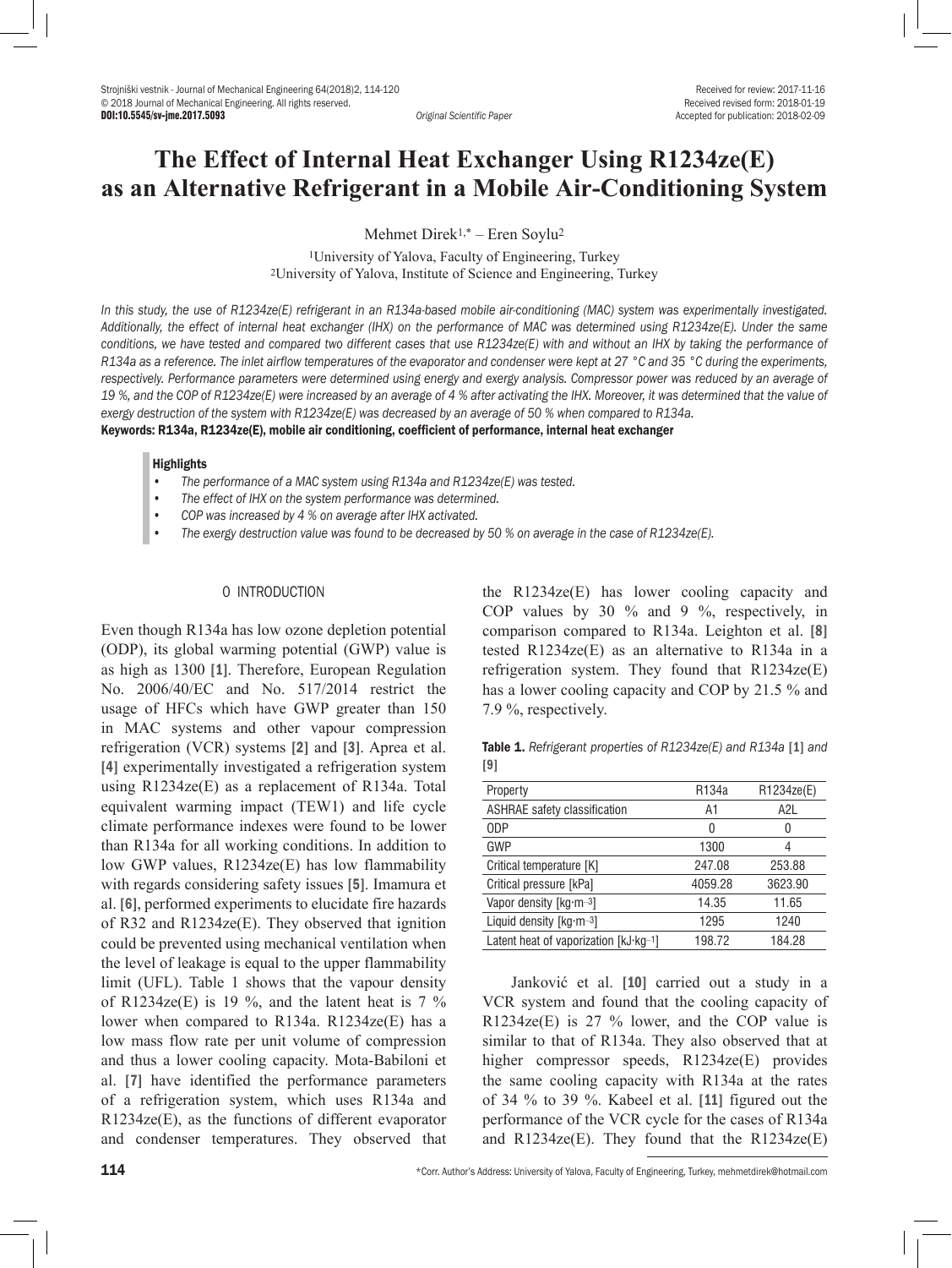Received for review: 2017-11-16
Received revised form: 2018-01-19
Accepted for publication: 2018-02-09

DOI:10.5545/sv-jme.2017.5093

*Original Scientific Paper*

# The Effect of Internal Heat Exchanger Using R1234ze(E) as an Alternative Refrigerant in a Mobile Air-Conditioning System

Mehmet Direk[1,*] – Eren Soylu[2]

[1]University of Yalova, Faculty of Engineering, Turkey
[2]University of Yalova, Institute of Science and Engineering, Turkey

*In this study, the use of R1234ze(E) refrigerant in an R134a-based mobile air-conditioning (MAC) system was experimentally investigated. Additionally, the effect of internal heat exchanger (IHX) on the performance of MAC was determined using R1234ze(E). Under the same conditions, we have tested and compared two different cases that use R1234ze(E) with and without an IHX by taking the performance of R134a as a reference. The inlet airflow temperatures of the evaporator and condenser were kept at 27 °C and 35 °C during the experiments, respectively. Performance parameters were determined using energy and exergy analysis. Compressor power was reduced by an average of 19 %, and the COP of R1234ze(E) were increased by an average of 4 % after activating the IHX. Moreover, it was determined that the value of exergy destruction of the system with R1234ze(E) was decreased by an average of 50 % when compared to R134a.*

**Keywords: R134a, R1234ze(E), mobile air conditioning, coefficient of performance, internal heat exchanger**

**Highlights**

- *The performance of a MAC system using R134a and R1234ze(E) was tested.*
- *The effect of IHX on the system performance was determined.*
- *COP was increased by 4 % on average after IHX activated.*
- *The exergy destruction value was found to be decreased by 50 % on average in the case of R1234ze(E).*

## 0 INTRODUCTION

Even though R134a has low ozone depletion potential (ODP), its global warming potential (GWP) value is as high as 1300 [1]. Therefore, European Regulation No. 2006/40/EC and No. 517/2014 restrict the usage of HFCs which have GWP greater than 150 in MAC systems and other vapour compression refrigeration (VCR) systems [2] and [3]. Aprea et al. [4] experimentally investigated a refrigeration system using R1234ze(E) as a replacement of R134a. Total equivalent warming impact (TEW1) and life cycle climate performance indexes were found to be lower than R134a for all working conditions. In addition to low GWP values, R1234ze(E) has low flammability with regards considering safety issues [5]. Imamura et al. [6], performed experiments to elucidate fire hazards of R32 and R1234ze(E). They observed that ignition could be prevented using mechanical ventilation when the level of leakage is equal to the upper flammability limit (UFL). Table 1 shows that the vapour density of R1234ze(E) is 19 %, and the latent heat is 7 % lower when compared to R134a. R1234ze(E) has a low mass flow rate per unit volume of compression and thus a lower cooling capacity. Mota-Babiloni et al. [7] have identified the performance parameters of a refrigeration system, which uses R134a and R1234ze(E), as the functions of different evaporator and condenser temperatures. They observed that the R1234ze(E) has lower cooling capacity and COP values by 30 % and 9 %, respectively, in comparison compared to R134a. Leighton et al. [8] tested R1234ze(E) as an alternative to R134a in a refrigeration system. They found that R1234ze(E) has a lower cooling capacity and COP by 21.5 % and 7.9 %, respectively.

**Table 1.** *Refrigerant properties of R1234ze(E) and R134a* [1] *and* [9]

| Property | R134a | R1234ze(E) |
|---|---|---|
| ASHRAE safety classification | A1 | A2L |
| ODP | 0 | 0 |
| GWP | 1300 | 4 |
| Critical temperature [K] | 247.08 | 253.88 |
| Critical pressure [kPa] | 4059.28 | 3623.90 |
| Vapor density [kg·m$^{-3}$] | 14.35 | 11.65 |
| Liquid density [kg·m$^{-3}$] | 1295 | 1240 |
| Latent heat of vaporization [kJ·kg$^{-1}$] | 198.72 | 184.28 |

Janković et al. [10] carried out a study in a VCR system and found that the cooling capacity of R1234ze(E) is 27 % lower, and the COP value is similar to that of R134a. They also observed that at higher compressor speeds, R1234ze(E) provides the same cooling capacity with R134a at the rates of 34 % to 39 %. Kabeel et al. [11] figured out the performance of the VCR cycle for the cases of R134a and R1234ze(E). They found that the R1234ze(E)

*Corr. Author's Address: University of Yalova, Faculty of Engineering, Turkey, mehmetdirek@hotmail.com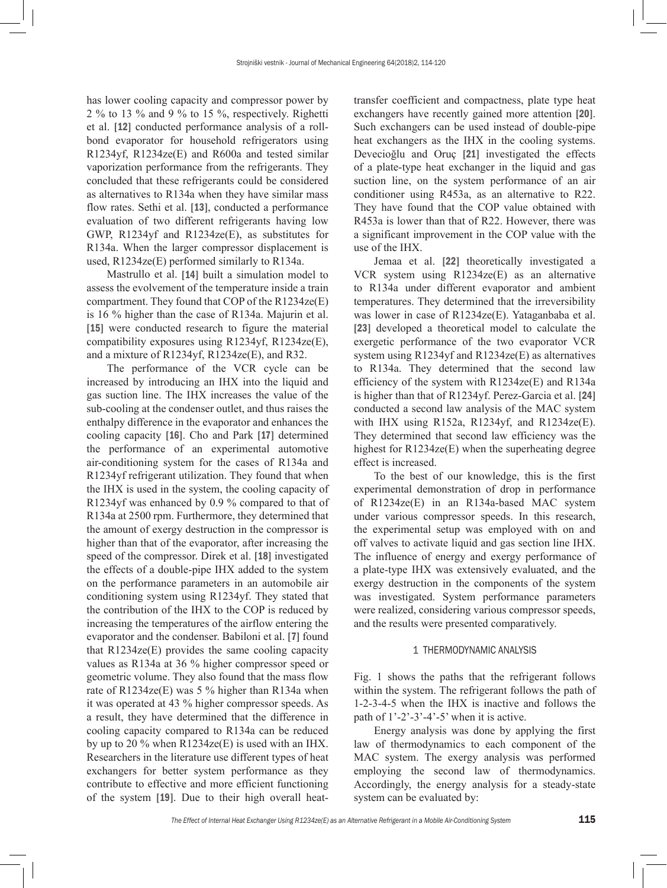has lower cooling capacity and compressor power by 2 % to 13 % and 9 % to 15 %, respectively. Righetti et al. [12] conducted performance analysis of a roll-bond evaporator for household refrigerators using R1234yf, R1234ze(E) and R600a and tested similar vaporization performance from the refrigerants. They concluded that these refrigerants could be considered as alternatives to R134a when they have similar mass flow rates. Sethi et al. [13], conducted a performance evaluation of two different refrigerants having low GWP, R1234yf and R1234ze(E), as substitutes for R134a. When the larger compressor displacement is used, R1234ze(E) performed similarly to R134a.

Mastrullo et al. [14] built a simulation model to assess the evolvement of the temperature inside a train compartment. They found that COP of the R1234ze(E) is 16 % higher than the case of R134a. Majurin et al. [15] were conducted research to figure the material compatibility exposures using R1234yf, R1234ze(E), and a mixture of R1234yf, R1234ze(E), and R32.

The performance of the VCR cycle can be increased by introducing an IHX into the liquid and gas suction line. The IHX increases the value of the sub-cooling at the condenser outlet, and thus raises the enthalpy difference in the evaporator and enhances the cooling capacity [16]. Cho and Park [17] determined the performance of an experimental automotive air-conditioning system for the cases of R134a and R1234yf refrigerant utilization. They found that when the IHX is used in the system, the cooling capacity of R1234yf was enhanced by 0.9 % compared to that of R134a at 2500 rpm. Furthermore, they determined that the amount of exergy destruction in the compressor is higher than that of the evaporator, after increasing the speed of the compressor. Direk et al. [18] investigated the effects of a double-pipe IHX added to the system on the performance parameters in an automobile air conditioning system using R1234yf. They stated that the contribution of the IHX to the COP is reduced by increasing the temperatures of the airflow entering the evaporator and the condenser. Babiloni et al. [7] found that R1234ze(E) provides the same cooling capacity values as R134a at 36 % higher compressor speed or geometric volume. They also found that the mass flow rate of R1234ze(E) was 5 % higher than R134a when it was operated at 43 % higher compressor speeds. As a result, they have determined that the difference in cooling capacity compared to R134a can be reduced by up to 20 % when R1234ze(E) is used with an IHX. Researchers in the literature use different types of heat exchangers for better system performance as they contribute to effective and more efficient functioning of the system [19]. Due to their high overall heat-transfer coefficient and compactness, plate type heat exchangers have recently gained more attention [20]. Such exchangers can be used instead of double-pipe heat exchangers as the IHX in the cooling systems. Devecioğlu and Oruç [21] investigated the effects of a plate-type heat exchanger in the liquid and gas suction line, on the system performance of an air conditioner using R453a, as an alternative to R22. They have found that the COP value obtained with R453a is lower than that of R22. However, there was a significant improvement in the COP value with the use of the IHX.

Jemaa et al. [22] theoretically investigated a VCR system using R1234ze(E) as an alternative to R134a under different evaporator and ambient temperatures. They determined that the irreversibility was lower in case of R1234ze(E). Yataganbaba et al. [23] developed a theoretical model to calculate the exergetic performance of the two evaporator VCR system using R1234yf and R1234ze(E) as alternatives to R134a. They determined that the second law efficiency of the system with R1234ze(E) and R134a is higher than that of R1234yf. Perez-Garcia et al. [24] conducted a second law analysis of the MAC system with IHX using R152a, R1234yf, and R1234ze(E). They determined that second law efficiency was the highest for R1234ze(E) when the superheating degree effect is increased.

To the best of our knowledge, this is the first experimental demonstration of drop in performance of R1234ze(E) in an R134a-based MAC system under various compressor speeds. In this research, the experimental setup was employed with on and off valves to activate liquid and gas section line IHX. The influence of energy and exergy performance of a plate-type IHX was extensively evaluated, and the exergy destruction in the components of the system was investigated. System performance parameters were realized, considering various compressor speeds, and the results were presented comparatively.

## 1 THERMODYNAMIC ANALYSIS

Fig. 1 shows the paths that the refrigerant follows within the system. The refrigerant follows the path of 1-2-3-4-5 when the IHX is inactive and follows the path of 1'-2'-3'-4'-5' when it is active.

Energy analysis was done by applying the first law of thermodynamics to each component of the MAC system. The exergy analysis was performed employing the second law of thermodynamics. Accordingly, the energy analysis for a steady-state system can be evaluated by: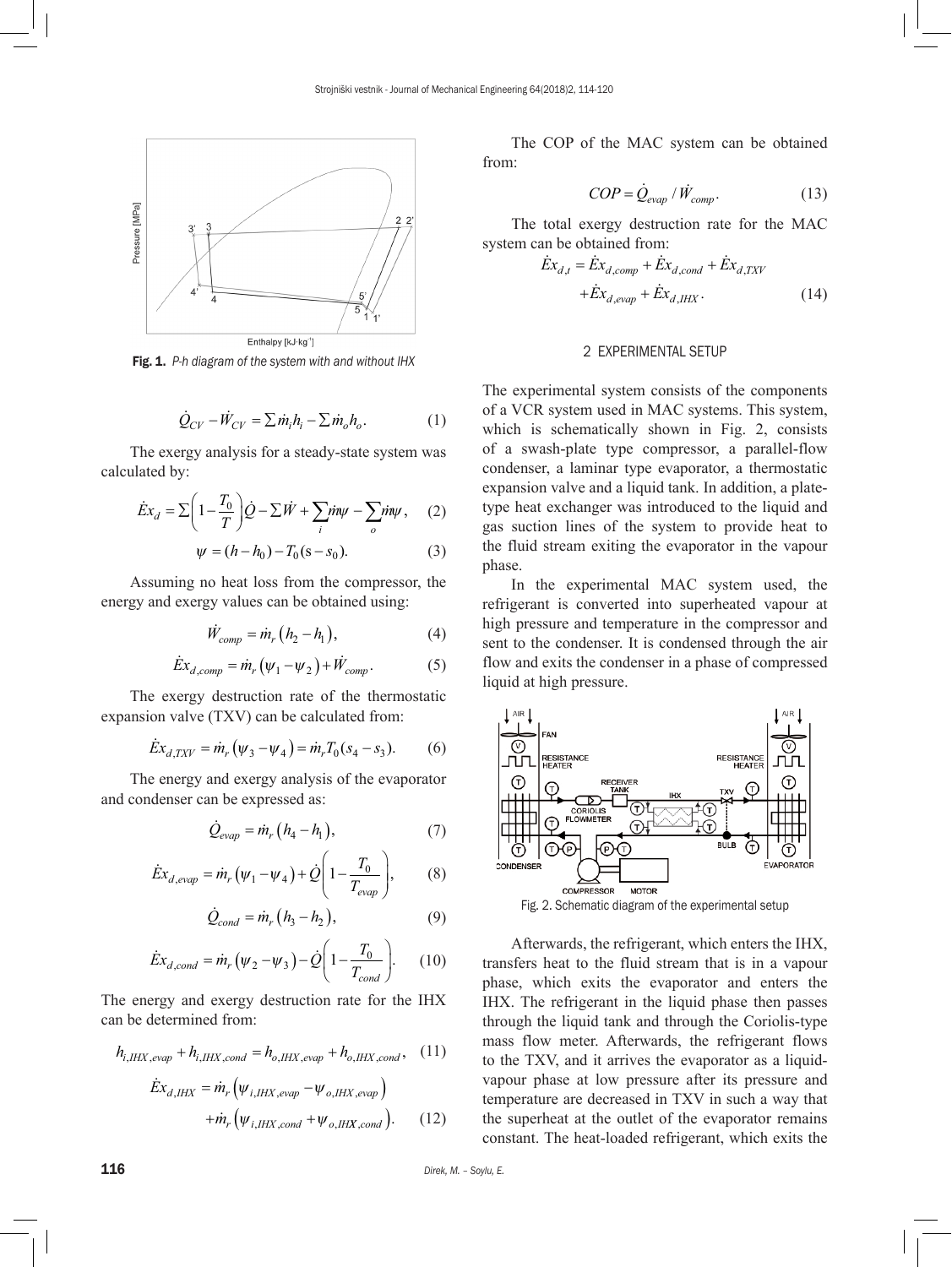Fig. 1. *P-h diagram of the system with and without IHX*

$$\dot{Q}_{CV} - \dot{W}_{CV} = \sum \dot{m}_i h_i - \sum \dot{m}_o h_o. \tag{1}$$

The exergy analysis for a steady-state system was calculated by:

$$\dot{E}x_d = \sum \left(1 - \frac{T_0}{T}\right)\dot{Q} - \sum \dot{W} + \sum_i \dot{m}\psi - \sum_o \dot{m}\psi, \tag{2}$$

$$\psi = (h - h_0) - T_0(s - s_0). \tag{3}$$

Assuming no heat loss from the compressor, the energy and exergy values can be obtained using:

$$\dot{W}_{comp} = \dot{m}_r \left(h_2 - h_1\right), \tag{4}$$

$$\dot{E}x_{d,comp} = \dot{m}_r \left(\psi_1 - \psi_2\right) + \dot{W}_{comp}. \tag{5}$$

The exergy destruction rate of the thermostatic expansion valve (TXV) can be calculated from:

$$\dot{E}x_{d,TXV} = \dot{m}_r \left(\psi_3 - \psi_4\right) = \dot{m}_r T_0 (s_4 - s_3). \tag{6}$$

The energy and exergy analysis of the evaporator and condenser can be expressed as:

$$\dot{Q}_{evap} = \dot{m}_r \left(h_4 - h_1\right), \tag{7}$$

$$\dot{E}x_{d,evap} = \dot{m}_r \left(\psi_1 - \psi_4\right) + \dot{Q}\left(1 - \frac{T_0}{T_{evap}}\right), \tag{8}$$

$$\dot{Q}_{cond} = \dot{m}_r \left(h_3 - h_2\right), \tag{9}$$

$$\dot{E}x_{d,cond} = \dot{m}_r \left(\psi_2 - \psi_3\right) - \dot{Q}\left(1 - \frac{T_0}{T_{cond}}\right). \tag{10}$$

The energy and exergy destruction rate for the IHX can be determined from:

$$h_{i,IHX,evap} + h_{i,IHX,cond} = h_{o,IHX,evap} + h_{o,IHX,cond}, \tag{11}$$

$$\dot{E}x_{d,IHX} = \dot{m}_r \left(\psi_{i,IHX,evap} - \psi_{o,IHX,evap}\right) + \dot{m}_r \left(\psi_{i,IHX,cond} + \psi_{o,IHX,cond}\right). \tag{12}$$

The COP of the MAC system can be obtained from:

$$COP = \dot{Q}_{evap} / \dot{W}_{comp}. \tag{13}$$

The total exergy destruction rate for the MAC system can be obtained from:

$$\dot{E}x_{d,t} = \dot{E}x_{d,comp} + \dot{E}x_{d,cond} + \dot{E}x_{d,TXV} + \dot{E}x_{d,evap} + \dot{E}x_{d,IHX}. \tag{14}$$

## 2 EXPERIMENTAL SETUP

The experimental system consists of the components of a VCR system used in MAC systems. This system, which is schematically shown in Fig. 2, consists of a swash-plate type compressor, a parallel-flow condenser, a laminar type evaporator, a thermostatic expansion valve and a liquid tank. In addition, a plate-type heat exchanger was introduced to the liquid and gas suction lines of the system to provide heat to the fluid stream exiting the evaporator in the vapour phase.

In the experimental MAC system used, the refrigerant is converted into superheated vapour at high pressure and temperature in the compressor and sent to the condenser. It is condensed through the air flow and exits the condenser in a phase of compressed liquid at high pressure.

Fig. 2. Schematic diagram of the experimental setup

Afterwards, the refrigerant, which enters the IHX, transfers heat to the fluid stream that is in a vapour phase, which exits the evaporator and enters the IHX. The refrigerant in the liquid phase then passes through the liquid tank and through the Coriolis-type mass flow meter. Afterwards, the refrigerant flows to the TXV, and it arrives the evaporator as a liquid-vapour phase at low pressure after its pressure and temperature are decreased in TXV in such a way that the superheat at the outlet of the evaporator remains constant. The heat-loaded refrigerant, which exits the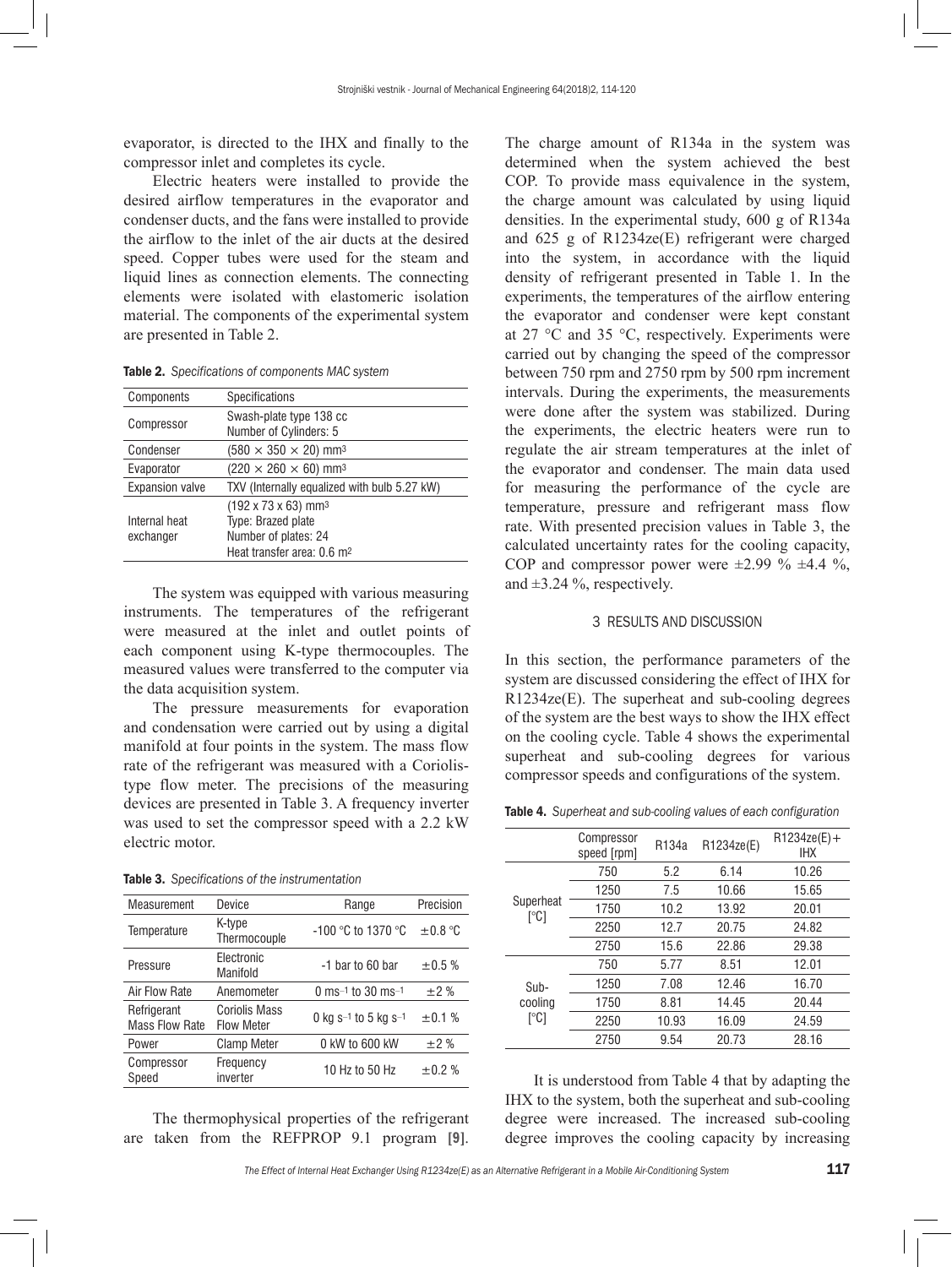evaporator, is directed to the IHX and finally to the compressor inlet and completes its cycle.

Electric heaters were installed to provide the desired airflow temperatures in the evaporator and condenser ducts, and the fans were installed to provide the airflow to the inlet of the air ducts at the desired speed. Copper tubes were used for the steam and liquid lines as connection elements. The connecting elements were isolated with elastomeric isolation material. The components of the experimental system are presented in Table 2.

**Table 2.** *Specifications of components MAC system*

| Components | Specifications |
|---|---|
| Compressor | Swash-plate type 138 cc<br>Number of Cylinders: 5 |
| Condenser | $(580 \times 350 \times 20)$ mm³ |
| Evaporator | $(220 \times 260 \times 60)$ mm³ |
| Expansion valve | TXV (Internally equalized with bulb 5.27 kW) |
| Internal heat exchanger | (192 x 73 x 63) mm³<br>Type: Brazed plate<br>Number of plates: 24<br>Heat transfer area: 0.6 m² |

The system was equipped with various measuring instruments. The temperatures of the refrigerant were measured at the inlet and outlet points of each component using K-type thermocouples. The measured values were transferred to the computer via the data acquisition system.

The pressure measurements for evaporation and condensation were carried out by using a digital manifold at four points in the system. The mass flow rate of the refrigerant was measured with a Coriolis-type flow meter. The precisions of the measuring devices are presented in Table 3. A frequency inverter was used to set the compressor speed with a 2.2 kW electric motor.

**Table 3.** *Specifications of the instrumentation*

| Measurement | Device | Range | Precision |
|---|---|---|---|
| Temperature | K-type Thermocouple | -100 °C to 1370 °C | ±0.8 °C |
| Pressure | Electronic Manifold | -1 bar to 60 bar | ±0.5 % |
| Air Flow Rate | Anemometer | 0 ms⁻¹ to 30 ms⁻¹ | ±2 % |
| Refrigerant Mass Flow Rate | Coriolis Mass Flow Meter | 0 kg s⁻¹ to 5 kg s⁻¹ | ±0.1 % |
| Power | Clamp Meter | 0 kW to 600 kW | ±2 % |
| Compressor Speed | Frequency inverter | 10 Hz to 50 Hz | ±0.2 % |

The thermophysical properties of the refrigerant are taken from the REFPROP 9.1 program [9]. The charge amount of R134a in the system was determined when the system achieved the best COP. To provide mass equivalence in the system, the charge amount was calculated by using liquid densities. In the experimental study, 600 g of R134a and 625 g of R1234ze(E) refrigerant were charged into the system, in accordance with the liquid density of refrigerant presented in Table 1. In the experiments, the temperatures of the airflow entering the evaporator and condenser were kept constant at 27 °C and 35 °C, respectively. Experiments were carried out by changing the speed of the compressor between 750 rpm and 2750 rpm by 500 rpm increment intervals. During the experiments, the measurements were done after the system was stabilized. During the experiments, the electric heaters were run to regulate the air stream temperatures at the inlet of the evaporator and condenser. The main data used for measuring the performance of the cycle are temperature, pressure and refrigerant mass flow rate. With presented precision values in Table 3, the calculated uncertainty rates for the cooling capacity, COP and compressor power were ±2.99 % ±4.4 %, and ±3.24 %, respectively.

## 3 RESULTS AND DISCUSSION

In this section, the performance parameters of the system are discussed considering the effect of IHX for R1234ze(E). The superheat and sub-cooling degrees of the system are the best ways to show the IHX effect on the cooling cycle. Table 4 shows the experimental superheat and sub-cooling degrees for various compressor speeds and configurations of the system.

**Table 4.** *Superheat and sub-cooling values of each configuration*

| | Compressor speed [rpm] | R134a | R1234ze(E) | R1234ze(E)+ IHX |
|---|---|---|---|---|
| Superheat [°C] | 750 | 5.2 | 6.14 | 10.26 |
| | 1250 | 7.5 | 10.66 | 15.65 |
| | 1750 | 10.2 | 13.92 | 20.01 |
| | 2250 | 12.7 | 20.75 | 24.82 |
| | 2750 | 15.6 | 22.86 | 29.38 |
| Sub-cooling [°C] | 750 | 5.77 | 8.51 | 12.01 |
| | 1250 | 7.08 | 12.46 | 16.70 |
| | 1750 | 8.81 | 14.45 | 20.44 |
| | 2250 | 10.93 | 16.09 | 24.59 |
| | 2750 | 9.54 | 20.73 | 28.16 |

It is understood from Table 4 that by adapting the IHX to the system, both the superheat and sub-cooling degree were increased. The increased sub-cooling degree improves the cooling capacity by increasing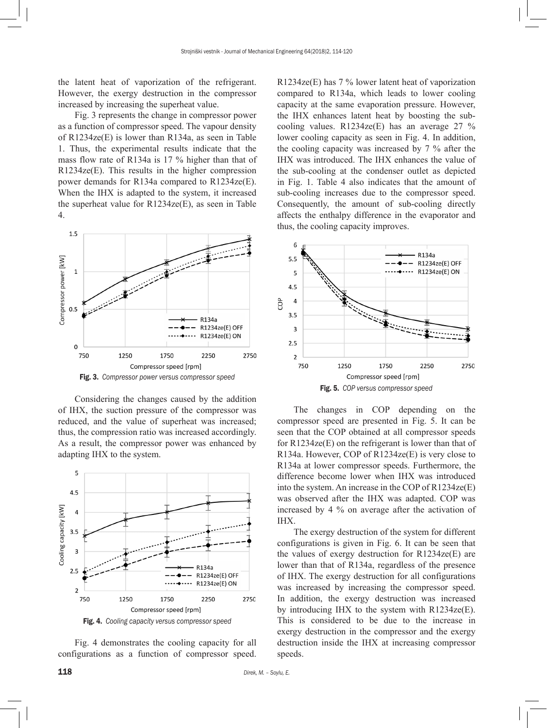the latent heat of vaporization of the refrigerant. However, the exergy destruction in the compressor increased by increasing the superheat value.

Fig. 3 represents the change in compressor power as a function of compressor speed. The vapour density of R1234ze(E) is lower than R134a, as seen in Table 1. Thus, the experimental results indicate that the mass flow rate of R134a is 17 % higher than that of R1234ze(E). This results in the higher compression power demands for R134a compared to R1234ze(E). When the IHX is adapted to the system, it increased the superheat value for R1234ze(E), as seen in Table 4.

Fig. 3. *Compressor power versus compressor speed*

Considering the changes caused by the addition of IHX, the suction pressure of the compressor was reduced, and the value of superheat was increased; thus, the compression ratio was increased accordingly. As a result, the compressor power was enhanced by adapting IHX to the system.

Fig. 4. *Cooling capacity versus compressor speed*

Fig. 4 demonstrates the cooling capacity for all configurations as a function of compressor speed. R1234ze(E) has 7 % lower latent heat of vaporization compared to R134a, which leads to lower cooling capacity at the same evaporation pressure. However, the IHX enhances latent heat by boosting the sub-cooling values. R1234ze(E) has an average 27 % lower cooling capacity as seen in Fig. 4. In addition, the cooling capacity was increased by 7 % after the IHX was introduced. The IHX enhances the value of the sub-cooling at the condenser outlet as depicted in Fig. 1. Table 4 also indicates that the amount of sub-cooling increases due to the compressor speed. Consequently, the amount of sub-cooling directly affects the enthalpy difference in the evaporator and thus, the cooling capacity improves.

Fig. 5. *COP versus compressor speed*

The changes in COP depending on the compressor speed are presented in Fig. 5. It can be seen that the COP obtained at all compressor speeds for R1234ze(E) on the refrigerant is lower than that of R134a. However, COP of R1234ze(E) is very close to R134a at lower compressor speeds. Furthermore, the difference become lower when IHX was introduced into the system. An increase in the COP of R1234ze(E) was observed after the IHX was adapted. COP was increased by 4 % on average after the activation of IHX.

The exergy destruction of the system for different configurations is given in Fig. 6. It can be seen that the values of exergy destruction for R1234ze(E) are lower than that of R134a, regardless of the presence of IHX. The exergy destruction for all configurations was increased by increasing the compressor speed. In addition, the exergy destruction was increased by introducing IHX to the system with R1234ze(E). This is considered to be due to the increase in exergy destruction in the compressor and the exergy destruction inside the IHX at increasing compressor speeds.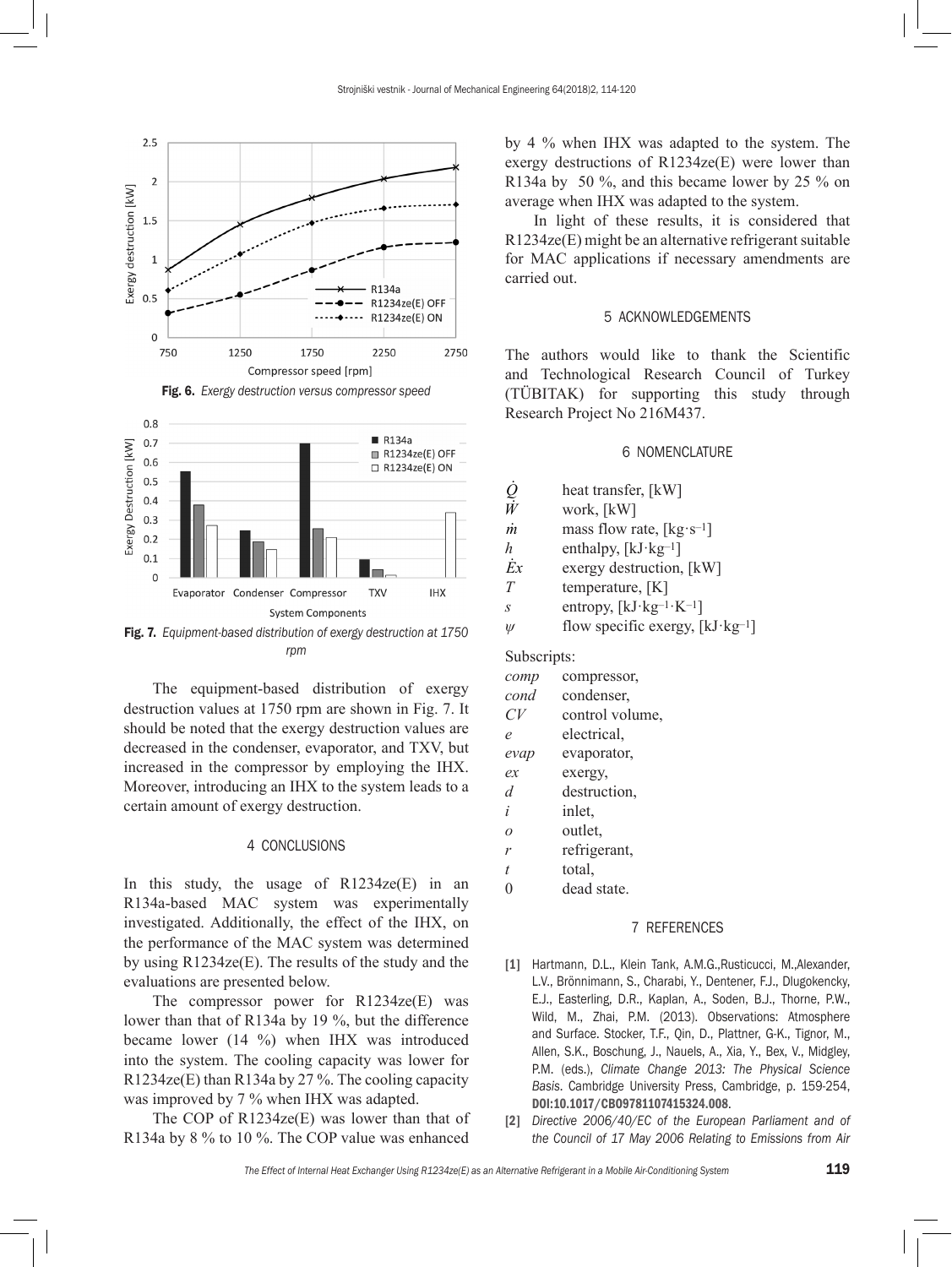Fig. 6. *Exergy destruction versus compressor speed*

Fig. 7. *Equipment-based distribution of exergy destruction at 1750 rpm*

The equipment-based distribution of exergy destruction values at 1750 rpm are shown in Fig. 7. It should be noted that the exergy destruction values are decreased in the condenser, evaporator, and TXV, but increased in the compressor by employing the IHX. Moreover, introducing an IHX to the system leads to a certain amount of exergy destruction.

## 4 CONCLUSIONS

In this study, the usage of R1234ze(E) in an R134a-based MAC system was experimentally investigated. Additionally, the effect of the IHX, on the performance of the MAC system was determined by using R1234ze(E). The results of the study and the evaluations are presented below.

The compressor power for R1234ze(E) was lower than that of R134a by 19 %, but the difference became lower (14 %) when IHX was introduced into the system. The cooling capacity was lower for R1234ze(E) than R134a by 27 %. The cooling capacity was improved by 7 % when IHX was adapted.

The COP of R1234ze(E) was lower than that of R134a by 8 % to 10 %. The COP value was enhanced by 4 % when IHX was adapted to the system. The exergy destructions of R1234ze(E) were lower than R134a by 50 %, and this became lower by 25 % on average when IHX was adapted to the system.

In light of these results, it is considered that R1234ze(E) might be an alternative refrigerant suitable for MAC applications if necessary amendments are carried out.

## 5 ACKNOWLEDGEMENTS

The authors would like to thank the Scientific and Technological Research Council of Turkey (TÜBITAK) for supporting this study through Research Project No 216M437.

## 6 NOMENCLATURE

| | |
|---|---|
| $\dot{Q}$ | heat transfer, [kW] |
| $\dot{W}$ | work, [kW] |
| $\dot{m}$ | mass flow rate, [kg·s$^{-1}$] |
| $h$ | enthalpy, [kJ·kg$^{-1}$] |
| $\dot{E}x$ | exergy destruction, [kW] |
| $T$ | temperature, [K] |
| $s$ | entropy, [kJ·kg$^{-1}$·K$^{-1}$] |
| $\psi$ | flow specific exergy, [kJ·kg$^{-1}$] |

Subscripts:

| | |
|---|---|
| *comp* | compressor, |
| *cond* | condenser, |
| *CV* | control volume, |
| *e* | electrical, |
| *evap* | evaporator, |
| *ex* | exergy, |
| *d* | destruction, |
| *i* | inlet, |
| *o* | outlet, |
| *r* | refrigerant, |
| *t* | total, |
| 0 | dead state. |

## 7 REFERENCES

[1] Hartmann, D.L., Klein Tank, A.M.G.,Rusticucci, M.,Alexander, L.V., Brönnimann, S., Charabi, Y., Dentener, F.J., Dlugokencky, E.J., Easterling, D.R., Kaplan, A., Soden, B.J., Thorne, P.W., Wild, M., Zhai, P.M. (2013). Observations: Atmosphere and Surface. Stocker, T.F., Qin, D., Plattner, G-K., Tignor, M., Allen, S.K., Boschung, J., Nauels, A., Xia, Y., Bex, V., Midgley, P.M. (eds.), *Climate Change 2013: The Physical Science Basis*. Cambridge University Press, Cambridge, p. 159-254, **DOI:10.1017/CBO9781107415324.008**.

[2] *Directive 2006/40/EC of the European Parliament and of the Council of 17 May 2006 Relating to Emissions from Air*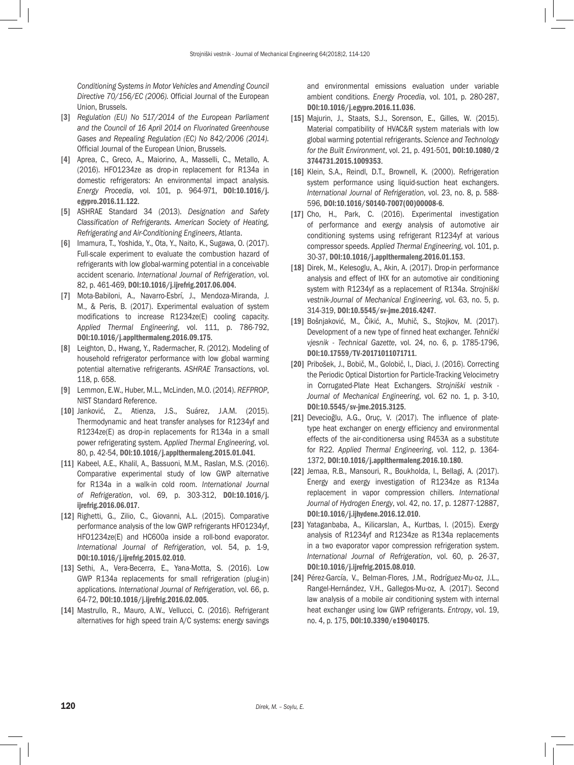*Conditioning Systems in Motor Vehicles and Amending Council Directive 70/156/EC (2006).* Official Journal of the European Union, Brussels.

[3] *Regulation (EU) No 517/2014 of the European Parliament and the Council of 16 April 2014 on Fluorinated Greenhouse Gases and Repealing Regulation (EC) No 842/2006 (2014).* Official Journal of the European Union, Brussels.

[4] Aprea, C., Greco, A., Maiorino, A., Masselli, C., Metallo, A. (2016). HFO1234ze as drop-in replacement for R134a in domestic refrigerators: An environmental impact analysis. *Energy Procedia*, vol. 101, p. 964-971, **DOI:10.1016/j.egypro.2016.11.122**.

[5] ASHRAE Standard 34 (2013). *Designation and Safety Classification of Refrigerants. American Society of Heating, Refrigerating and Air-Conditioning Engineers*, Atlanta.

[6] Imamura, T., Yoshida, Y., Ota, Y., Naito, K., Sugawa, O. (2017). Full-scale experiment to evaluate the combustion hazard of refrigerants with low global-warming potential in a conceivable accident scenario. *International Journal of Refrigeration*, vol. 82, p. 461-469, **DOI:10.1016/j.ijrefrig.2017.06.004**.

[7] Mota-Babiloni, A., Navarro-Esbrí, J., Mendoza-Miranda, J. M., & Peris, B. (2017). Experimental evaluation of system modifications to increase R1234ze(E) cooling capacity. *Applied Thermal Engineering*, vol. 111, p. 786-792, **DOI:10.1016/j.applthermaleng.2016.09.175**.

[8] Leighton, D., Hwang, Y., Radermacher, R. (2012). Modeling of household refrigerator performance with low global warming potential alternative refrigerants. *ASHRAE Transactions*, vol. 118, p. 658.

[9] Lemmon, E.W., Huber, M.L., McLinden, M.O. (2014). *REFPROP*, NIST Standard Reference.

[10] Janković, Z., Atienza, J.S., Suárez, J.A.M. (2015). Thermodynamic and heat transfer analyses for R1234yf and R1234ze(E) as drop-in replacements for R134a in a small power refrigerating system. *Applied Thermal Engineering*, vol. 80, p. 42-54, **DOI:10.1016/j.applthermaleng.2015.01.041**.

[11] Kabeel, A.E., Khalil, A., Bassuoni, M.M., Raslan, M.S. (2016). Comparative experimental study of low GWP alternative for R134a in a walk-in cold room. *International Journal of Refrigeration*, vol. 69, p. 303-312, **DOI:10.1016/j.ijrefrig.2016.06.017**.

[12] Righetti, G., Zilio, C., Giovanni, A.L. (2015). Comparative performance analysis of the low GWP refrigerants HFO1234yf, HFO1234ze(E) and HC600a inside a roll-bond evaporator. *International Journal of Refrigeration*, vol. 54, p. 1-9, **DOI:10.1016/j.ijrefrig.2015.02.010**.

[13] Sethi, A., Vera-Becerra, E., Yana-Motta, S. (2016). Low GWP R134a replacements for small refrigeration (plug-in) applications. *International Journal of Refrigeration*, vol. 66, p. 64-72, **DOI:10.1016/j.ijrefrig.2016.02.005**.

[14] Mastrullo, R., Mauro, A.W., Vellucci, C. (2016). Refrigerant alternatives for high speed train A/C systems: energy savings and environmental emissions evaluation under variable ambient conditions. *Energy Procedia*, vol. 101, p. 280-287, **DOI:10.1016/j.egypro.2016.11.036**.

[15] Majurin, J., Staats, S.J., Sorenson, E., Gilles, W. (2015). Material compatibility of HVAC&R system materials with low global warming potential refrigerants. *Science and Technology for the Built Environment*, vol. 21, p. 491-501, **DOI:10.1080/23744731.2015.1009353**.

[16] Klein, S.A., Reindl, D.T., Brownell, K. (2000). Refrigeration system performance using liquid-suction heat exchangers. *International Journal of Refrigeration*, vol. 23, no. 8, p. 588-596, **DOI:10.1016/S0140-7007(00)00008-6**.

[17] Cho, H., Park, C. (2016). Experimental investigation of performance and exergy analysis of automotive air conditioning systems using refrigerant R1234yf at various compressor speeds. *Applied Thermal Engineering*, vol. 101, p. 30-37, **DOI:10.1016/j.applthermaleng.2016.01.153**.

[18] Direk, M., Kelesoglu, A., Akin, A. (2017). Drop-in performance analysis and effect of IHX for an automotive air conditioning system with R1234yf as a replacement of R134a. *Strojniški vestnik-Journal of Mechanical Engineering*, vol. 63, no. 5, p. 314-319, **DOI:10.5545/sv-jme.2016.4247**.

[19] Bošnjaković, M., Čikić, A., Muhič, S., Stojkov, M. (2017). Development of a new type of finned heat exchanger. *Tehnički vjesnik - Technical Gazette*, vol. 24, no. 6, p. 1785-1796, **DOI:10.17559/TV-20171011071711**.

[20] Pribošek, J., Bobič, M., Golobič, I., Diaci, J. (2016). Correcting the Periodic Optical Distortion for Particle-Tracking Velocimetry in Corrugated-Plate Heat Exchangers. *Strojniški vestnik - Journal of Mechanical Engineering*, vol. 62 no. 1, p. 3-10, **DOI:10.5545/sv-jme.2015.3125**.

[21] Devecioğlu, A.G., Oruç, V. (2017). The influence of plate-type heat exchanger on energy efficiency and environmental effects of the air-conditionersa using R453A as a substitute for R22. *Applied Thermal Engineering*, vol. 112, p. 1364-1372, **DOI:10.1016/j.applthermaleng.2016.10.180**.

[22] Jemaa, R.B., Mansouri, R., Boukholda, I., Bellagi, A. (2017). Energy and exergy investigation of R1234ze as R134a replacement in vapor compression chillers. *International Journal of Hydrogen Energy*, vol. 42, no. 17, p. 12877-12887, **DOI:10.1016/j.ijhydene.2016.12.010**.

[23] Yataganbaba, A., Kilicarslan, A., Kurtbas, I. (2015). Exergy analysis of R1234yf and R1234ze as R134a replacements in a two evaporator vapor compression refrigeration system. *International Journal of Refrigeration*, vol. 60, p. 26-37, **DOI:10.1016/j.ijrefrig.2015.08.010**.

[24] Pérez-García, V., Belman-Flores, J.M., Rodríguez-Mu-oz, J.L., Rangel-Hernández, V.H., Gallegos-Mu-oz, A. (2017). Second law analysis of a mobile air conditioning system with internal heat exchanger using low GWP refrigerants. *Entropy*, vol. 19, no. 4, p. 175, **DOI:10.3390/e19040175**.